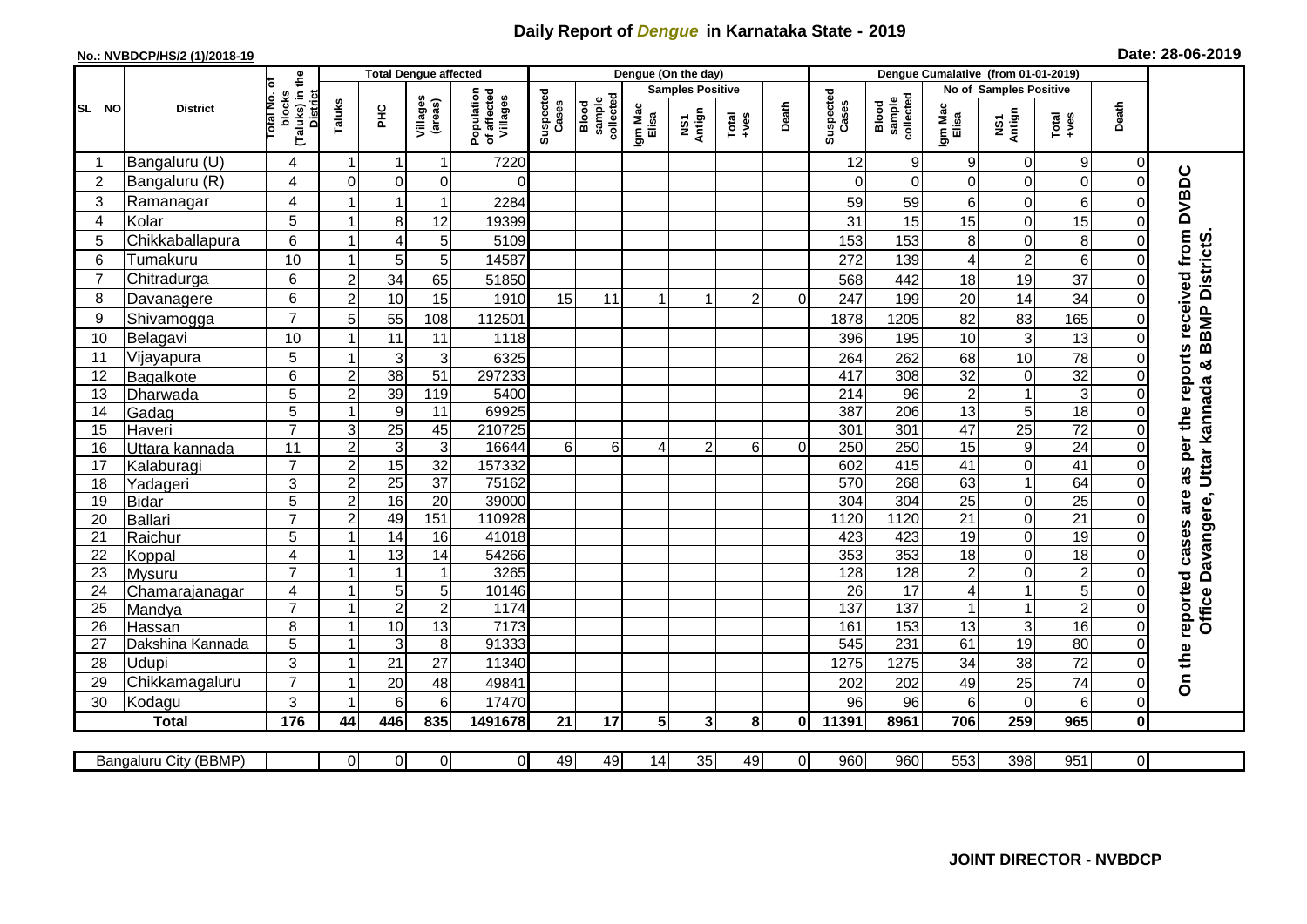# Daily Report of *Dengue* in Karnataka State - 2019

**No.: NVBDCP/HS/2 (1)/2018-19**

**Date: 28-06-2019**

| SL NO | District | Total No. of blocks (Taluks) in the District | Total Dengue affected | | | | Dengue (On the day) | | | | | | Dengue Cumalative (from 01-01-2019) | | | | | | |
|---|---|---|---|---|---|---|---|---|---|---|---|---|---|---|---|---|---|---|---|
| | | | Taluks | PHC | Villages (areas) | Population of affected Villages | Suspected Cases | Blood sample collected | Samples Positive | | | Death | Suspected Cases | Blood sample collected | No of Samples Positive | | | Death | |
| | | | | | | | | | Igm Mac Elisa | NS1 Antign | Total +ves | | | | Igm Mac Elisa | NS1 Antign | Total +ves | | |
| 1 | Bangaluru (U) | 4 | 1 | 1 | 1 | 7220 | | | | | | | 12 | 9 | 9 | 0 | 9 | 0 | On the reported cases are as per the reports received from DVBDC Office Davangere, Uttar kannada & BBMP DistrictS. |
| 2 | Bangaluru (R) | 4 | 0 | 0 | 0 | 0 | | | | | | | 0 | 0 | 0 | 0 | 0 | 0 | |
| 3 | Ramanagar | 4 | 1 | 1 | 1 | 2284 | | | | | | | 59 | 59 | 6 | 0 | 6 | 0 | |
| 4 | Kolar | 5 | 1 | 8 | 12 | 19399 | | | | | | | 31 | 15 | 15 | 0 | 15 | 0 | |
| 5 | Chikkaballapura | 6 | 1 | 4 | 5 | 5109 | | | | | | | 153 | 153 | 8 | 0 | 8 | 0 | |
| 6 | Tumakuru | 10 | 1 | 5 | 5 | 14587 | | | | | | | 272 | 139 | 4 | 2 | 6 | 0 | |
| 7 | Chitradurga | 6 | 2 | 34 | 65 | 51850 | | | | | | | 568 | 442 | 18 | 19 | 37 | 0 | |
| 8 | Davanagere | 6 | 2 | 10 | 15 | 1910 | 15 | 11 | 1 | 1 | 2 | 0 | 247 | 199 | 20 | 14 | 34 | 0 | |
| 9 | Shivamogga | 7 | 5 | 55 | 108 | 112501 | | | | | | | 1878 | 1205 | 82 | 83 | 165 | 0 | |
| 10 | Belagavi | 10 | 1 | 11 | 11 | 1118 | | | | | | | 396 | 195 | 10 | 3 | 13 | 0 | |
| 11 | Vijayapura | 5 | 1 | 3 | 3 | 6325 | | | | | | | 264 | 262 | 68 | 10 | 78 | 0 | |
| 12 | Bagalkote | 6 | 2 | 38 | 51 | 297233 | | | | | | | 417 | 308 | 32 | 0 | 32 | 0 | |
| 13 | Dharwada | 5 | 2 | 39 | 119 | 5400 | | | | | | | 214 | 96 | 2 | 1 | 3 | 0 | |
| 14 | Gadag | 5 | 1 | 9 | 11 | 69925 | | | | | | | 387 | 206 | 13 | 5 | 18 | 0 | |
| 15 | Haveri | 7 | 3 | 25 | 45 | 210725 | | | | | | | 301 | 301 | 47 | 25 | 72 | 0 | |
| 16 | Uttara kannada | 11 | 2 | 3 | 3 | 16644 | 6 | 6 | 4 | 2 | 6 | 0 | 250 | 250 | 15 | 9 | 24 | 0 | |
| 17 | Kalaburagi | 7 | 2 | 15 | 32 | 157332 | | | | | | | 602 | 415 | 41 | 0 | 41 | 0 | |
| 18 | Yadageri | 3 | 2 | 25 | 37 | 75162 | | | | | | | 570 | 268 | 63 | 1 | 64 | 0 | |
| 19 | Bidar | 5 | 2 | 16 | 20 | 39000 | | | | | | | 304 | 304 | 25 | 0 | 25 | 0 | |
| 20 | Ballari | 7 | 2 | 49 | 151 | 110928 | | | | | | | 1120 | 1120 | 21 | 0 | 21 | 0 | |
| 21 | Raichur | 5 | 1 | 14 | 16 | 41018 | | | | | | | 423 | 423 | 19 | 0 | 19 | 0 | |
| 22 | Koppal | 4 | 1 | 13 | 14 | 54266 | | | | | | | 353 | 353 | 18 | 0 | 18 | 0 | |
| 23 | Mysuru | 7 | 1 | 1 | 1 | 3265 | | | | | | | 128 | 128 | 2 | 0 | 2 | 0 | |
| 24 | Chamarajanagar | 4 | 1 | 5 | 5 | 10146 | | | | | | | 26 | 17 | 4 | 1 | 5 | 0 | |
| 25 | Mandya | 7 | 1 | 2 | 2 | 1174 | | | | | | | 137 | 137 | 1 | 1 | 2 | 0 | |
| 26 | Hassan | 8 | 1 | 10 | 13 | 7173 | | | | | | | 161 | 153 | 13 | 3 | 16 | 0 | |
| 27 | Dakshina Kannada | 5 | 1 | 3 | 8 | 91333 | | | | | | | 545 | 231 | 61 | 19 | 80 | 0 | |
| 28 | Udupi | 3 | 1 | 21 | 27 | 11340 | | | | | | | 1275 | 1275 | 34 | 38 | 72 | 0 | |
| 29 | Chikkamagaluru | 7 | 1 | 20 | 48 | 49841 | | | | | | | 202 | 202 | 49 | 25 | 74 | 0 | |
| 30 | Kodagu | 3 | 1 | 6 | 6 | 17470 | | | | | | | 96 | 96 | 6 | 0 | 6 | 0 | |
| | **Total** | **176** | **44** | **446** | **835** | **1491678** | **21** | **17** | **5** | **3** | **8** | **0** | **11391** | **8961** | **706** | **259** | **965** | **0** | |

| Bangaluru City (BBMP) | | 0 | 0 | 0 | 0 | 49 | 49 | 14 | 35 | 49 | 0 | 960 | 960 | 553 | 398 | 951 | 0 |
|---|---|---|---|---|---|---|---|---|---|---|---|---|---|---|---|---|---|

**JOINT DIRECTOR - NVBDCP**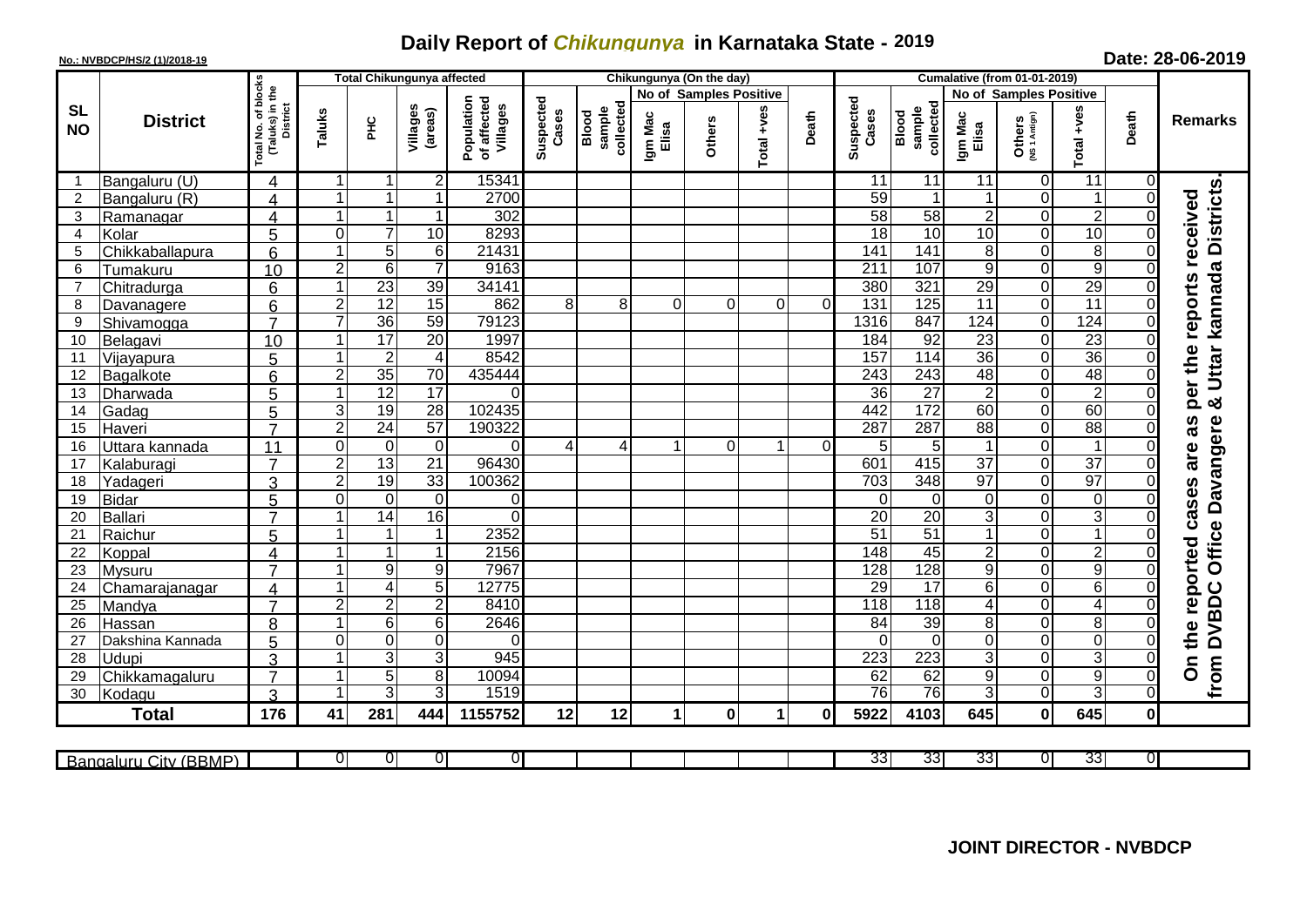# Daily Report of *Chikungunya* in Karnataka State - 2019

**No.: NVBDCP/HS/2 (1)/2018-19** **Date: 28-06-2019**

| SL NO | District | Total No. of blocks (Taluks) in the District | Total Chikungunya affected | | | | Chikungunya (On the day) | | | | | | Cumalative (from 01-01-2019) | | | | | | Remarks |
|---|---|---|---|---|---|---|---|---|---|---|---|---|---|---|---|---|---|---|---|
| | | | Taluks | PHC | Villages (areas) | Population of affected Villages | Suspected Cases | Blood sample collected | No of Samples Positive | | | Death | Suspected Cases | Blood sample collected | No of Samples Positive | | | Death | |
| | | | | | | | | | Igm Mac Elisa | Others | Total +ves | | | | Igm Mac Elisa | Others (NS 1 Antign) | Total +ves | | |
| 1 | Bangaluru (U) | 4 | 1 | 1 | 2 | 15341 | | | | | | | 11 | 11 | 11 | 0 | 11 | 0 | On the reported cases are as per the reports received from DVBDC Office Davangere & Uttar kannada Districts. |
| 2 | Bangaluru (R) | 4 | 1 | 1 | 1 | 2700 | | | | | | | 59 | 1 | 1 | 0 | 1 | 0 | |
| 3 | Ramanagar | 4 | 1 | 1 | 1 | 302 | | | | | | | 58 | 58 | 2 | 0 | 2 | 0 | |
| 4 | Kolar | 5 | 0 | 7 | 10 | 8293 | | | | | | | 18 | 10 | 10 | 0 | 10 | 0 | |
| 5 | Chikkaballapura | 6 | 1 | 5 | 6 | 21431 | | | | | | | 141 | 141 | 8 | 0 | 8 | 0 | |
| 6 | Tumakuru | 10 | 2 | 6 | 7 | 9163 | | | | | | | 211 | 107 | 9 | 0 | 9 | 0 | |
| 7 | Chitradurga | 6 | 1 | 23 | 39 | 34141 | | | | | | | 380 | 321 | 29 | 0 | 29 | 0 | |
| 8 | Davanagere | 6 | 2 | 12 | 15 | 862 | 8 | 8 | 0 | 0 | 0 | 0 | 131 | 125 | 11 | 0 | 11 | 0 | |
| 9 | Shivamogga | 7 | 7 | 36 | 59 | 79123 | | | | | | | 1316 | 847 | 124 | 0 | 124 | 0 | |
| 10 | Belagavi | 10 | 1 | 17 | 20 | 1997 | | | | | | | 184 | 92 | 23 | 0 | 23 | 0 | |
| 11 | Vijayapura | 5 | 1 | 2 | 4 | 8542 | | | | | | | 157 | 114 | 36 | 0 | 36 | 0 | |
| 12 | Bagalkote | 6 | 2 | 35 | 70 | 435444 | | | | | | | 243 | 243 | 48 | 0 | 48 | 0 | |
| 13 | Dharwada | 5 | 1 | 12 | 17 | 0 | | | | | | | 36 | 27 | 2 | 0 | 2 | 0 | |
| 14 | Gadag | 5 | 3 | 19 | 28 | 102435 | | | | | | | 442 | 172 | 60 | 0 | 60 | 0 | |
| 15 | Haveri | 7 | 2 | 24 | 57 | 190322 | | | | | | | 287 | 287 | 88 | 0 | 88 | 0 | |
| 16 | Uttara kannada | 11 | 0 | 0 | 0 | 0 | 4 | 4 | 1 | 0 | 1 | 0 | 5 | 5 | 1 | 0 | 1 | 0 | |
| 17 | Kalaburagi | 7 | 2 | 13 | 21 | 96430 | | | | | | | 601 | 415 | 37 | 0 | 37 | 0 | |
| 18 | Yadageri | 3 | 2 | 19 | 33 | 100362 | | | | | | | 703 | 348 | 97 | 0 | 97 | 0 | |
| 19 | Bidar | 5 | 0 | 0 | 0 | 0 | | | | | | | 0 | 0 | 0 | 0 | 0 | 0 | |
| 20 | Ballari | 7 | 1 | 14 | 16 | 0 | | | | | | | 20 | 20 | 3 | 0 | 3 | 0 | |
| 21 | Raichur | 5 | 1 | 1 | 1 | 2352 | | | | | | | 51 | 51 | 1 | 0 | 1 | 0 | |
| 22 | Koppal | 4 | 1 | 1 | 1 | 2156 | | | | | | | 148 | 45 | 2 | 0 | 2 | 0 | |
| 23 | Mysuru | 7 | 1 | 9 | 9 | 7967 | | | | | | | 128 | 128 | 9 | 0 | 9 | 0 | |
| 24 | Chamarajanagar | 4 | 1 | 4 | 5 | 12775 | | | | | | | 29 | 17 | 6 | 0 | 6 | 0 | |
| 25 | Mandya | 7 | 2 | 2 | 2 | 8410 | | | | | | | 118 | 118 | 4 | 0 | 4 | 0 | |
| 26 | Hassan | 8 | 1 | 6 | 6 | 2646 | | | | | | | 84 | 39 | 8 | 0 | 8 | 0 | |
| 27 | Dakshina Kannada | 5 | 0 | 0 | 0 | 0 | | | | | | | 0 | 0 | 0 | 0 | 0 | 0 | |
| 28 | Udupi | 3 | 1 | 3 | 3 | 945 | | | | | | | 223 | 223 | 3 | 0 | 3 | 0 | |
| 29 | Chikkamagaluru | 7 | 1 | 5 | 8 | 10094 | | | | | | | 62 | 62 | 9 | 0 | 9 | 0 | |
| 30 | Kodagu | 3 | 1 | 3 | 3 | 1519 | | | | | | | 76 | 76 | 3 | 0 | 3 | 0 | |
| **Total** | | **176** | **41** | **281** | **444** | **1155752** | **12** | **12** | **1** | **0** | **1** | **0** | **5922** | **4103** | **645** | **0** | **645** | **0** | |

| | | | | | | | | | | | | | | | | | |
|---|---|---|---|---|---|---|---|---|---|---|---|---|---|---|---|---|---|
| Bangaluru City (BBMP) | | 0 | 0 | 0 | 0 | | | | | | | 33 | 33 | 33 | 0 | 33 | 0 |

**JOINT DIRECTOR - NVBDCP**